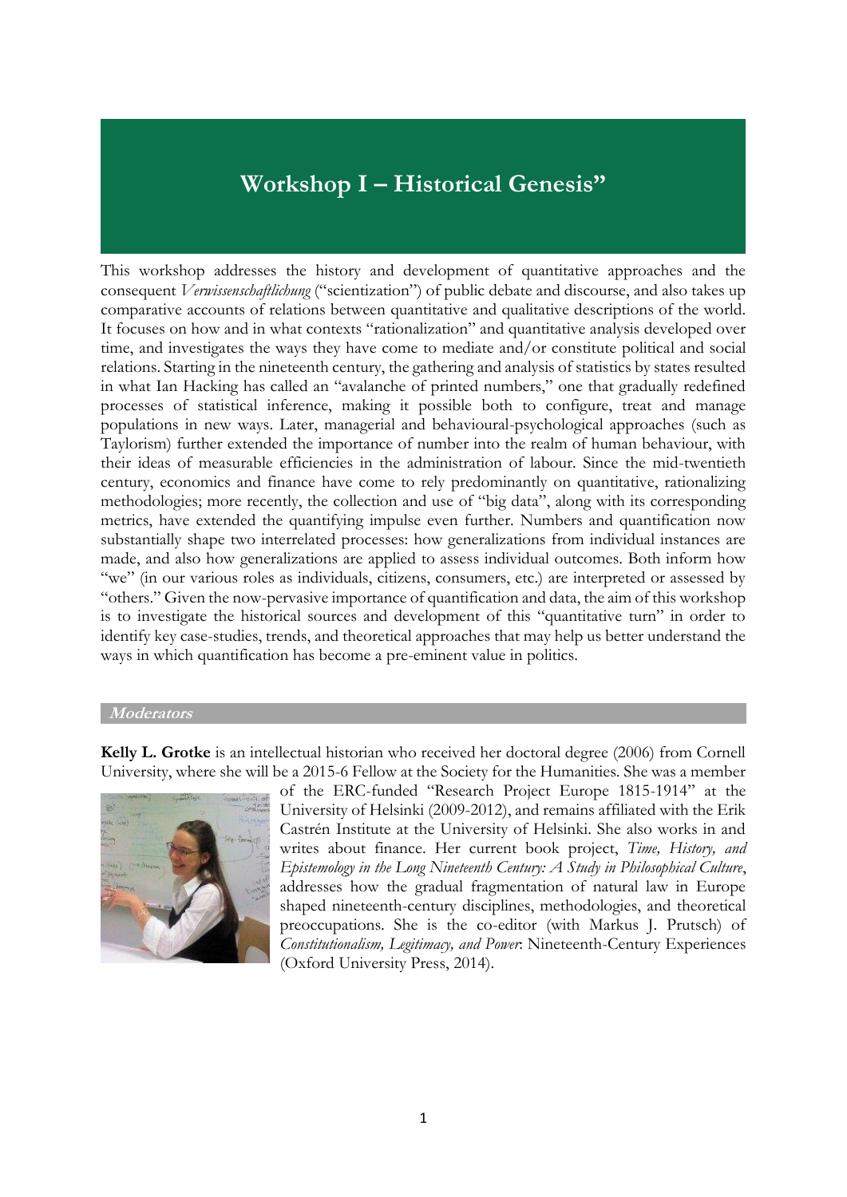# Workshop I – Historical Genesis"

This workshop addresses the history and development of quantitative approaches and the consequent *Verwissenschaftlichung* ("scientization") of public debate and discourse, and also takes up comparative accounts of relations between quantitative and qualitative descriptions of the world. It focuses on how and in what contexts "rationalization" and quantitative analysis developed over time, and investigates the ways they have come to mediate and/or constitute political and social relations. Starting in the nineteenth century, the gathering and analysis of statistics by states resulted in what Ian Hacking has called an "avalanche of printed numbers," one that gradually redefined processes of statistical inference, making it possible both to configure, treat and manage populations in new ways. Later, managerial and behavioural-psychological approaches (such as Taylorism) further extended the importance of number into the realm of human behaviour, with their ideas of measurable efficiencies in the administration of labour. Since the mid-twentieth century, economics and finance have come to rely predominantly on quantitative, rationalizing methodologies; more recently, the collection and use of "big data", along with its corresponding metrics, have extended the quantifying impulse even further. Numbers and quantification now substantially shape two interrelated processes: how generalizations from individual instances are made, and also how generalizations are applied to assess individual outcomes. Both inform how "we" (in our various roles as individuals, citizens, consumers, etc.) are interpreted or assessed by "others." Given the now-pervasive importance of quantification and data, the aim of this workshop is to investigate the historical sources and development of this "quantitative turn" in order to identify key case-studies, trends, and theoretical approaches that may help us better understand the ways in which quantification has become a pre-eminent value in politics.

## Moderators

**Kelly L. Grotke** is an intellectual historian who received her doctoral degree (2006) from Cornell University, where she will be a 2015-6 Fellow at the Society for the Humanities. She was a member of the ERC-funded "Research Project Europe 1815-1914" at the University of Helsinki (2009-2012), and remains affiliated with the Erik Castrén Institute at the University of Helsinki. She also works in and writes about finance. Her current book project, *Time, History, and Epistemology in the Long Nineteenth Century: A Study in Philosophical Culture*, addresses how the gradual fragmentation of natural law in Europe shaped nineteenth-century disciplines, methodologies, and theoretical preoccupations. She is the co-editor (with Markus J. Prutsch) of *Constitutionalism, Legitimacy, and Power*: Nineteenth-Century Experiences (Oxford University Press, 2014).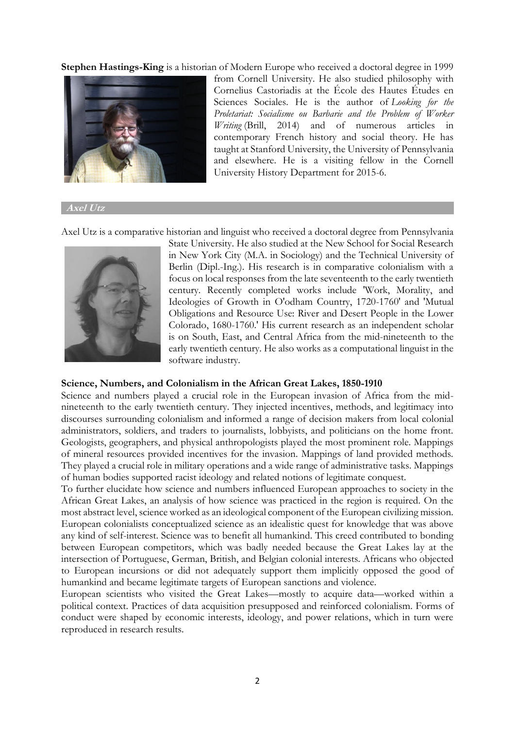**Stephen Hastings-King** is a historian of Modern Europe who received a doctoral degree in 1999 from Cornell University. He also studied philosophy with Cornelius Castoriadis at the École des Hautes Études en Sciences Sociales. He is the author of *Looking for the Proletariat: Socialisme ou Barbarie and the Problem of Worker Writing* (Brill, 2014) and of numerous articles in contemporary French history and social theory. He has taught at Stanford University, the University of Pennsylvania and elsewhere. He is a visiting fellow in the Cornell University History Department for 2015-6.

## Axel Utz

Axel Utz is a comparative historian and linguist who received a doctoral degree from Pennsylvania State University. He also studied at the New School for Social Research in New York City (M.A. in Sociology) and the Technical University of Berlin (Dipl.-Ing.). His research is in comparative colonialism with a focus on local responses from the late seventeenth to the early twentieth century. Recently completed works include 'Work, Morality, and Ideologies of Growth in O'odham Country, 1720-1760' and 'Mutual Obligations and Resource Use: River and Desert People in the Lower Colorado, 1680-1760.' His current research as an independent scholar is on South, East, and Central Africa from the mid-nineteenth to the early twentieth century. He also works as a computational linguist in the software industry.

**Science, Numbers, and Colonialism in the African Great Lakes, 1850-1910**

Science and numbers played a crucial role in the European invasion of Africa from the mid-nineteenth to the early twentieth century. They injected incentives, methods, and legitimacy into discourses surrounding colonialism and informed a range of decision makers from local colonial administrators, soldiers, and traders to journalists, lobbyists, and politicians on the home front. Geologists, geographers, and physical anthropologists played the most prominent role. Mappings of mineral resources provided incentives for the invasion. Mappings of land provided methods. They played a crucial role in military operations and a wide range of administrative tasks. Mappings of human bodies supported racist ideology and related notions of legitimate conquest.

To further elucidate how science and numbers influenced European approaches to society in the African Great Lakes, an analysis of how science was practiced in the region is required. On the most abstract level, science worked as an ideological component of the European civilizing mission. European colonialists conceptualized science as an idealistic quest for knowledge that was above any kind of self-interest. Science was to benefit all humankind. This creed contributed to bonding between European competitors, which was badly needed because the Great Lakes lay at the intersection of Portuguese, German, British, and Belgian colonial interests. Africans who objected to European incursions or did not adequately support them implicitly opposed the good of humankind and became legitimate targets of European sanctions and violence.

European scientists who visited the Great Lakes—mostly to acquire data—worked within a political context. Practices of data acquisition presupposed and reinforced colonialism. Forms of conduct were shaped by economic interests, ideology, and power relations, which in turn were reproduced in research results.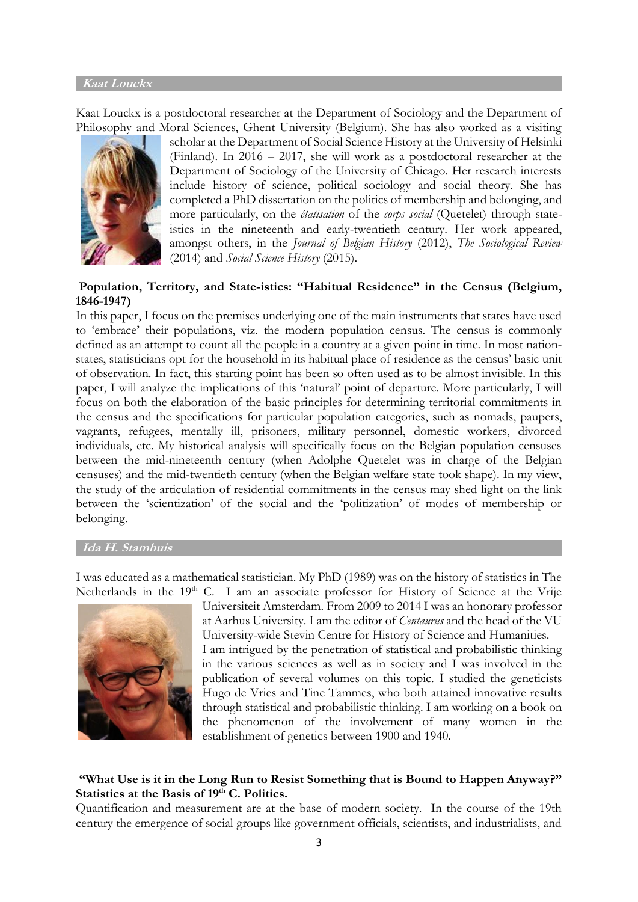## Kaat Louckx

Kaat Louckx is a postdoctoral researcher at the Department of Sociology and the Department of Philosophy and Moral Sciences, Ghent University (Belgium). She has also worked as a visiting scholar at the Department of Social Science History at the University of Helsinki (Finland). In 2016 – 2017, she will work as a postdoctoral researcher at the Department of Sociology of the University of Chicago. Her research interests include history of science, political sociology and social theory. She has completed a PhD dissertation on the politics of membership and belonging, and more particularly, on the *étatisation* of the *corps social* (Quetelet) through state-istics in the nineteenth and early-twentieth century. Her work appeared, amongst others, in the *Journal of Belgian History* (2012), *The Sociological Review* (2014) and *Social Science History* (2015).

### Population, Territory, and State-istics: "Habitual Residence" in the Census (Belgium, 1846-1947)

In this paper, I focus on the premises underlying one of the main instruments that states have used to 'embrace' their populations, viz. the modern population census. The census is commonly defined as an attempt to count all the people in a country at a given point in time. In most nation-states, statisticians opt for the household in its habitual place of residence as the census' basic unit of observation. In fact, this starting point has been so often used as to be almost invisible. In this paper, I will analyze the implications of this 'natural' point of departure. More particularly, I will focus on both the elaboration of the basic principles for determining territorial commitments in the census and the specifications for particular population categories, such as nomads, paupers, vagrants, refugees, mentally ill, prisoners, military personnel, domestic workers, divorced individuals, etc. My historical analysis will specifically focus on the Belgian population censuses between the mid-nineteenth century (when Adolphe Quetelet was in charge of the Belgian censuses) and the mid-twentieth century (when the Belgian welfare state took shape). In my view, the study of the articulation of residential commitments in the census may shed light on the link between the 'scientization' of the social and the 'politization' of modes of membership or belonging.

## Ida H. Stamhuis

I was educated as a mathematical statistician. My PhD (1989) was on the history of statistics in The Netherlands in the 19th C. I am an associate professor for History of Science at the Vrije Universiteit Amsterdam. From 2009 to 2014 I was an honorary professor at Aarhus University. I am the editor of *Centaurus* and the head of the VU University-wide Stevin Centre for History of Science and Humanities.

I am intrigued by the penetration of statistical and probabilistic thinking in the various sciences as well as in society and I was involved in the publication of several volumes on this topic. I studied the geneticists Hugo de Vries and Tine Tammes, who both attained innovative results through statistical and probabilistic thinking. I am working on a book on the phenomenon of the involvement of many women in the establishment of genetics between 1900 and 1940.

### "What Use is it in the Long Run to Resist Something that is Bound to Happen Anyway?" Statistics at the Basis of 19th C. Politics.

Quantification and measurement are at the base of modern society. In the course of the 19th century the emergence of social groups like government officials, scientists, and industrialists, and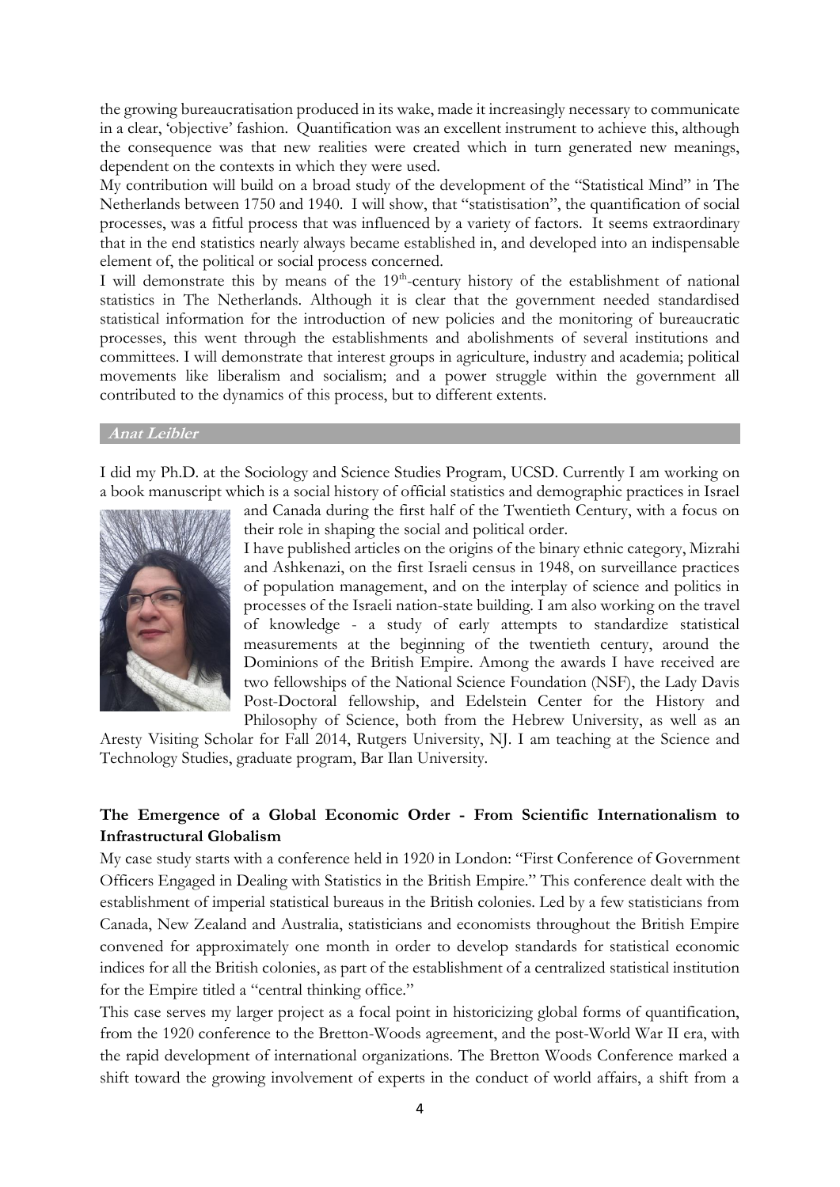the growing bureaucratisation produced in its wake, made it increasingly necessary to communicate in a clear, 'objective' fashion. Quantification was an excellent instrument to achieve this, although the consequence was that new realities were created which in turn generated new meanings, dependent on the contexts in which they were used.

My contribution will build on a broad study of the development of the "Statistical Mind" in The Netherlands between 1750 and 1940. I will show, that "statistisation", the quantification of social processes, was a fitful process that was influenced by a variety of factors. It seems extraordinary that in the end statistics nearly always became established in, and developed into an indispensable element of, the political or social process concerned.

I will demonstrate this by means of the 19th-century history of the establishment of national statistics in The Netherlands. Although it is clear that the government needed standardised statistical information for the introduction of new policies and the monitoring of bureaucratic processes, this went through the establishments and abolishments of several institutions and committees. I will demonstrate that interest groups in agriculture, industry and academia; political movements like liberalism and socialism; and a power struggle within the government all contributed to the dynamics of this process, but to different extents.

### Anat Leibler

I did my Ph.D. at the Sociology and Science Studies Program, UCSD. Currently I am working on a book manuscript which is a social history of official statistics and demographic practices in Israel and Canada during the first half of the Twentieth Century, with a focus on their role in shaping the social and political order.

I have published articles on the origins of the binary ethnic category, Mizrahi and Ashkenazi, on the first Israeli census in 1948, on surveillance practices of population management, and on the interplay of science and politics in processes of the Israeli nation-state building. I am also working on the travel of knowledge - a study of early attempts to standardize statistical measurements at the beginning of the twentieth century, around the Dominions of the British Empire. Among the awards I have received are two fellowships of the National Science Foundation (NSF), the Lady Davis Post-Doctoral fellowship, and Edelstein Center for the History and Philosophy of Science, both from the Hebrew University, as well as an Aresty Visiting Scholar for Fall 2014, Rutgers University, NJ. I am teaching at the Science and Technology Studies, graduate program, Bar Ilan University.

**The Emergence of a Global Economic Order - From Scientific Internationalism to Infrastructural Globalism**

My case study starts with a conference held in 1920 in London: "First Conference of Government Officers Engaged in Dealing with Statistics in the British Empire." This conference dealt with the establishment of imperial statistical bureaus in the British colonies. Led by a few statisticians from Canada, New Zealand and Australia, statisticians and economists throughout the British Empire convened for approximately one month in order to develop standards for statistical economic indices for all the British colonies, as part of the establishment of a centralized statistical institution for the Empire titled a "central thinking office."

This case serves my larger project as a focal point in historicizing global forms of quantification, from the 1920 conference to the Bretton-Woods agreement, and the post-World War II era, with the rapid development of international organizations. The Bretton Woods Conference marked a shift toward the growing involvement of experts in the conduct of world affairs, a shift from a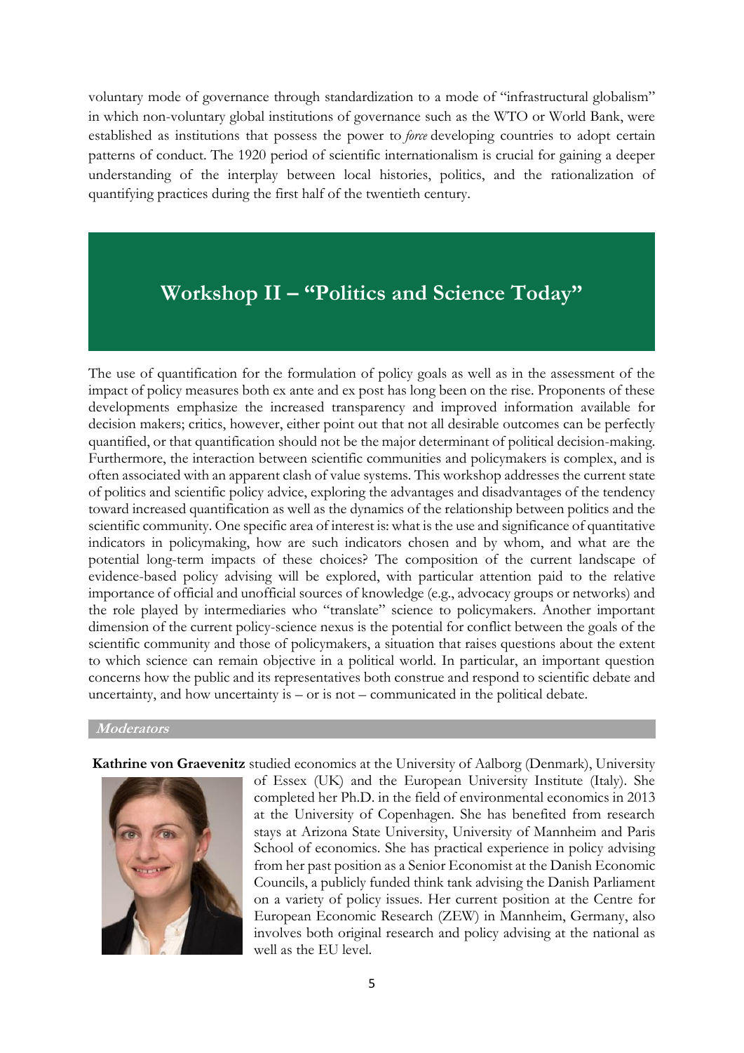voluntary mode of governance through standardization to a mode of "infrastructural globalism" in which non-voluntary global institutions of governance such as the WTO or World Bank, were established as institutions that possess the power to *force* developing countries to adopt certain patterns of conduct. The 1920 period of scientific internationalism is crucial for gaining a deeper understanding of the interplay between local histories, politics, and the rationalization of quantifying practices during the first half of the twentieth century.

## Workshop II – "Politics and Science Today"

The use of quantification for the formulation of policy goals as well as in the assessment of the impact of policy measures both ex ante and ex post has long been on the rise. Proponents of these developments emphasize the increased transparency and improved information available for decision makers; critics, however, either point out that not all desirable outcomes can be perfectly quantified, or that quantification should not be the major determinant of political decision-making. Furthermore, the interaction between scientific communities and policymakers is complex, and is often associated with an apparent clash of value systems. This workshop addresses the current state of politics and scientific policy advice, exploring the advantages and disadvantages of the tendency toward increased quantification as well as the dynamics of the relationship between politics and the scientific community. One specific area of interest is: what is the use and significance of quantitative indicators in policymaking, how are such indicators chosen and by whom, and what are the potential long-term impacts of these choices? The composition of the current landscape of evidence-based policy advising will be explored, with particular attention paid to the relative importance of official and unofficial sources of knowledge (e.g., advocacy groups or networks) and the role played by intermediaries who "translate" science to policymakers. Another important dimension of the current policy-science nexus is the potential for conflict between the goals of the scientific community and those of policymakers, a situation that raises questions about the extent to which science can remain objective in a political world. In particular, an important question concerns how the public and its representatives both construe and respond to scientific debate and uncertainty, and how uncertainty is – or is not – communicated in the political debate.

### *Moderators*

**Kathrine von Graevenitz** studied economics at the University of Aalborg (Denmark), University of Essex (UK) and the European University Institute (Italy). She completed her Ph.D. in the field of environmental economics in 2013 at the University of Copenhagen. She has benefited from research stays at Arizona State University, University of Mannheim and Paris School of economics. She has practical experience in policy advising from her past position as a Senior Economist at the Danish Economic Councils, a publicly funded think tank advising the Danish Parliament on a variety of policy issues. Her current position at the Centre for European Economic Research (ZEW) in Mannheim, Germany, also involves both original research and policy advising at the national as well as the EU level.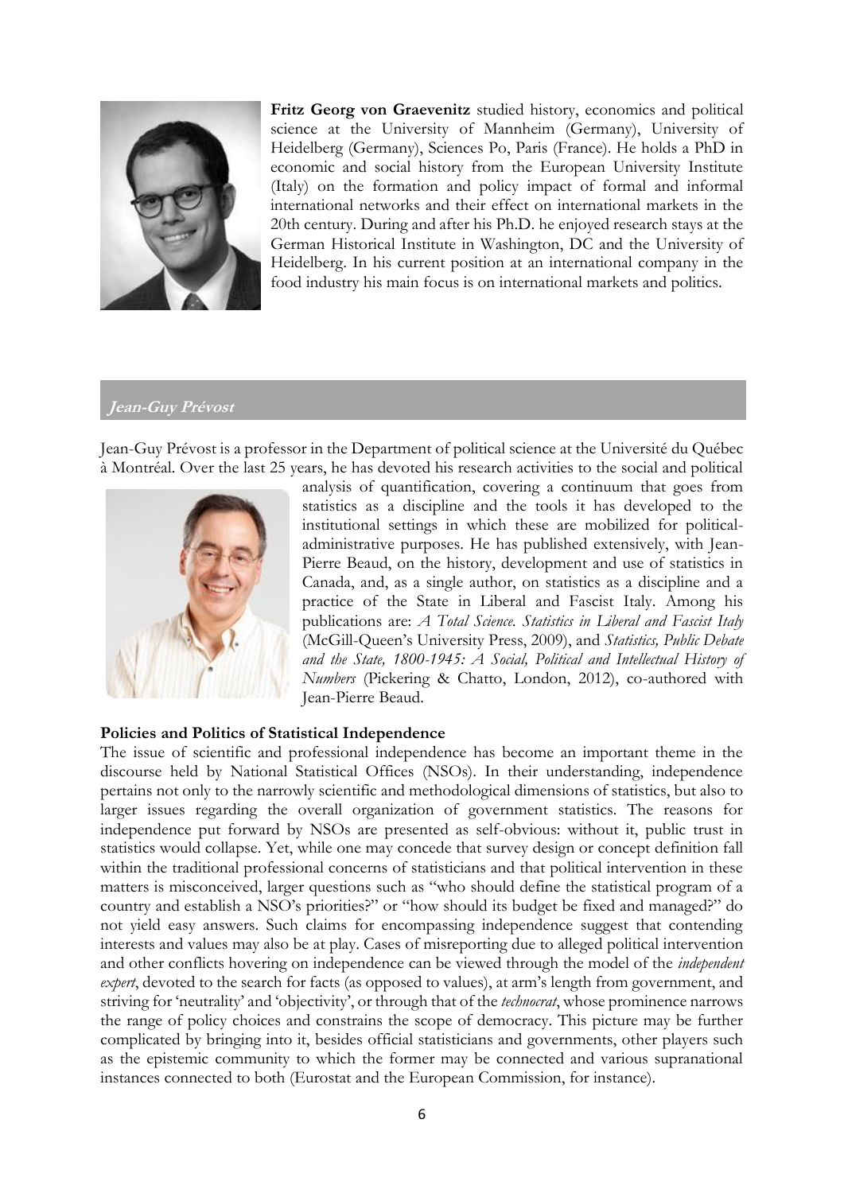**Fritz Georg von Graevenitz** studied history, economics and political science at the University of Mannheim (Germany), University of Heidelberg (Germany), Sciences Po, Paris (France). He holds a PhD in economic and social history from the European University Institute (Italy) on the formation and policy impact of formal and informal international networks and their effect on international markets in the 20th century. During and after his Ph.D. he enjoyed research stays at the German Historical Institute in Washington, DC and the University of Heidelberg. In his current position at an international company in the food industry his main focus is on international markets and politics.

## *Jean-Guy Prévost*

Jean-Guy Prévost is a professor in the Department of political science at the Université du Québec à Montréal. Over the last 25 years, he has devoted his research activities to the social and political analysis of quantification, covering a continuum that goes from statistics as a discipline and the tools it has developed to the institutional settings in which these are mobilized for political-administrative purposes. He has published extensively, with Jean-Pierre Beaud, on the history, development and use of statistics in Canada, and, as a single author, on statistics as a discipline and a practice of the State in Liberal and Fascist Italy. Among his publications are: *A Total Science. Statistics in Liberal and Fascist Italy* (McGill-Queen's University Press, 2009), and *Statistics, Public Debate and the State, 1800-1945: A Social, Political and Intellectual History of Numbers* (Pickering & Chatto, London, 2012), co-authored with Jean-Pierre Beaud.

**Policies and Politics of Statistical Independence**

The issue of scientific and professional independence has become an important theme in the discourse held by National Statistical Offices (NSOs). In their understanding, independence pertains not only to the narrowly scientific and methodological dimensions of statistics, but also to larger issues regarding the overall organization of government statistics. The reasons for independence put forward by NSOs are presented as self-obvious: without it, public trust in statistics would collapse. Yet, while one may concede that survey design or concept definition fall within the traditional professional concerns of statisticians and that political intervention in these matters is misconceived, larger questions such as "who should define the statistical program of a country and establish a NSO's priorities?" or "how should its budget be fixed and managed?" do not yield easy answers. Such claims for encompassing independence suggest that contending interests and values may also be at play. Cases of misreporting due to alleged political intervention and other conflicts hovering on independence can be viewed through the model of the *independent expert*, devoted to the search for facts (as opposed to values), at arm's length from government, and striving for 'neutrality' and 'objectivity', or through that of the *technocrat*, whose prominence narrows the range of policy choices and constrains the scope of democracy. This picture may be further complicated by bringing into it, besides official statisticians and governments, other players such as the epistemic community to which the former may be connected and various supranational instances connected to both (Eurostat and the European Commission, for instance).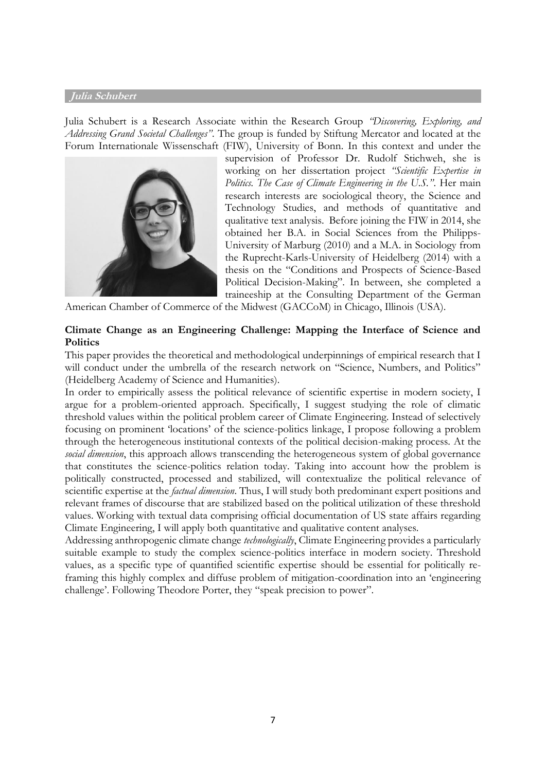## Julia Schubert

Julia Schubert is a Research Associate within the Research Group *"Discovering, Exploring, and Addressing Grand Societal Challenges"*. The group is funded by Stiftung Mercator and located at the Forum Internationale Wissenschaft (FIW), University of Bonn. In this context and under the supervision of Professor Dr. Rudolf Stichweh, she is working on her dissertation project *"Scientific Expertise in Politics. The Case of Climate Engineering in the U.S."*. Her main research interests are sociological theory, the Science and Technology Studies, and methods of quantitative and qualitative text analysis. Before joining the FIW in 2014, she obtained her B.A. in Social Sciences from the Philipps-University of Marburg (2010) and a M.A. in Sociology from the Ruprecht-Karls-University of Heidelberg (2014) with a thesis on the "Conditions and Prospects of Science-Based Political Decision-Making". In between, she completed a traineeship at the Consulting Department of the German American Chamber of Commerce of the Midwest (GACCoM) in Chicago, Illinois (USA).

**Climate Change as an Engineering Challenge: Mapping the Interface of Science and Politics**

This paper provides the theoretical and methodological underpinnings of empirical research that I will conduct under the umbrella of the research network on "Science, Numbers, and Politics" (Heidelberg Academy of Science and Humanities).

In order to empirically assess the political relevance of scientific expertise in modern society, I argue for a problem-oriented approach. Specifically, I suggest studying the role of climatic threshold values within the political problem career of Climate Engineering. Instead of selectively focusing on prominent 'locations' of the science-politics linkage, I propose following a problem through the heterogeneous institutional contexts of the political decision-making process. At the *social dimension*, this approach allows transcending the heterogeneous system of global governance that constitutes the science-politics relation today. Taking into account how the problem is politically constructed, processed and stabilized, will contextualize the political relevance of scientific expertise at the *factual dimension*. Thus, I will study both predominant expert positions and relevant frames of discourse that are stabilized based on the political utilization of these threshold values. Working with textual data comprising official documentation of US state affairs regarding Climate Engineering, I will apply both quantitative and qualitative content analyses.

Addressing anthropogenic climate change *technologically*, Climate Engineering provides a particularly suitable example to study the complex science-politics interface in modern society. Threshold values, as a specific type of quantified scientific expertise should be essential for politically re-framing this highly complex and diffuse problem of mitigation-coordination into an 'engineering challenge'. Following Theodore Porter, they "speak precision to power".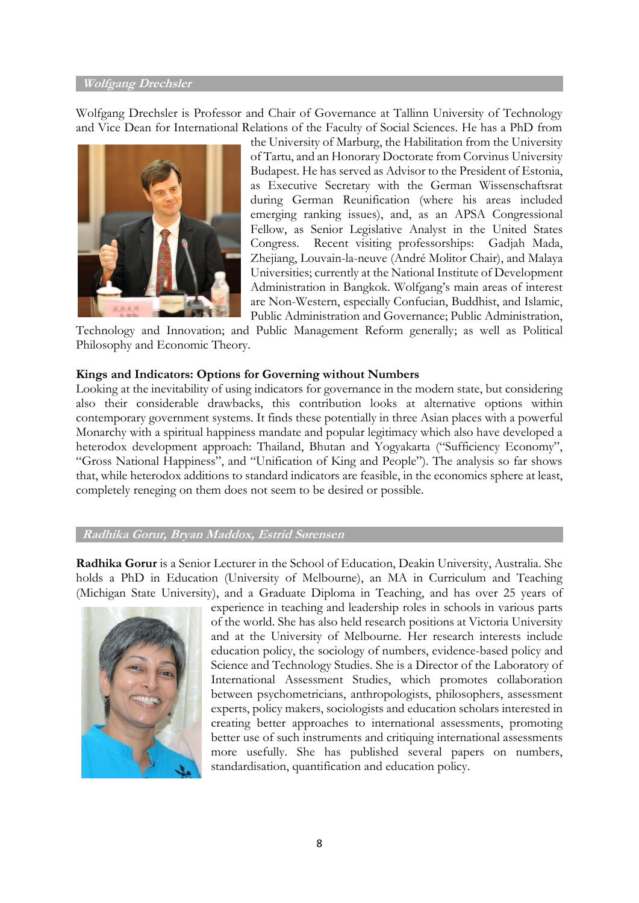## *Wolfgang Drechsler*

Wolfgang Drechsler is Professor and Chair of Governance at Tallinn University of Technology and Vice Dean for International Relations of the Faculty of Social Sciences. He has a PhD from the University of Marburg, the Habilitation from the University of Tartu, and an Honorary Doctorate from Corvinus University Budapest. He has served as Advisor to the President of Estonia, as Executive Secretary with the German Wissenschaftsrat during German Reunification (where his areas included emerging ranking issues), and, as an APSA Congressional Fellow, as Senior Legislative Analyst in the United States Congress. Recent visiting professorships: Gadjah Mada, Zhejiang, Louvain-la-neuve (André Molitor Chair), and Malaya Universities; currently at the National Institute of Development Administration in Bangkok. Wolfgang's main areas of interest are Non-Western, especially Confucian, Buddhist, and Islamic, Public Administration and Governance; Public Administration, Technology and Innovation; and Public Management Reform generally; as well as Political Philosophy and Economic Theory.

**Kings and Indicators: Options for Governing without Numbers**

Looking at the inevitability of using indicators for governance in the modern state, but considering also their considerable drawbacks, this contribution looks at alternative options within contemporary government systems. It finds these potentially in three Asian places with a powerful Monarchy with a spiritual happiness mandate and popular legitimacy which also have developed a heterodox development approach: Thailand, Bhutan and Yogyakarta ("Sufficiency Economy", "Gross National Happiness", and "Unification of King and People"). The analysis so far shows that, while heterodox additions to standard indicators are feasible, in the economics sphere at least, completely reneging on them does not seem to be desired or possible.

## *Radhika Gorur, Bryan Maddox, Estrid Sørensen*

**Radhika Gorur** is a Senior Lecturer in the School of Education, Deakin University, Australia. She holds a PhD in Education (University of Melbourne), an MA in Curriculum and Teaching (Michigan State University), and a Graduate Diploma in Teaching, and has over 25 years of experience in teaching and leadership roles in schools in various parts of the world. She has also held research positions at Victoria University and at the University of Melbourne. Her research interests include education policy, the sociology of numbers, evidence-based policy and Science and Technology Studies. She is a Director of the Laboratory of International Assessment Studies, which promotes collaboration between psychometricians, anthropologists, philosophers, assessment experts, policy makers, sociologists and education scholars interested in creating better approaches to international assessments, promoting better use of such instruments and critiquing international assessments more usefully. She has published several papers on numbers, standardisation, quantification and education policy.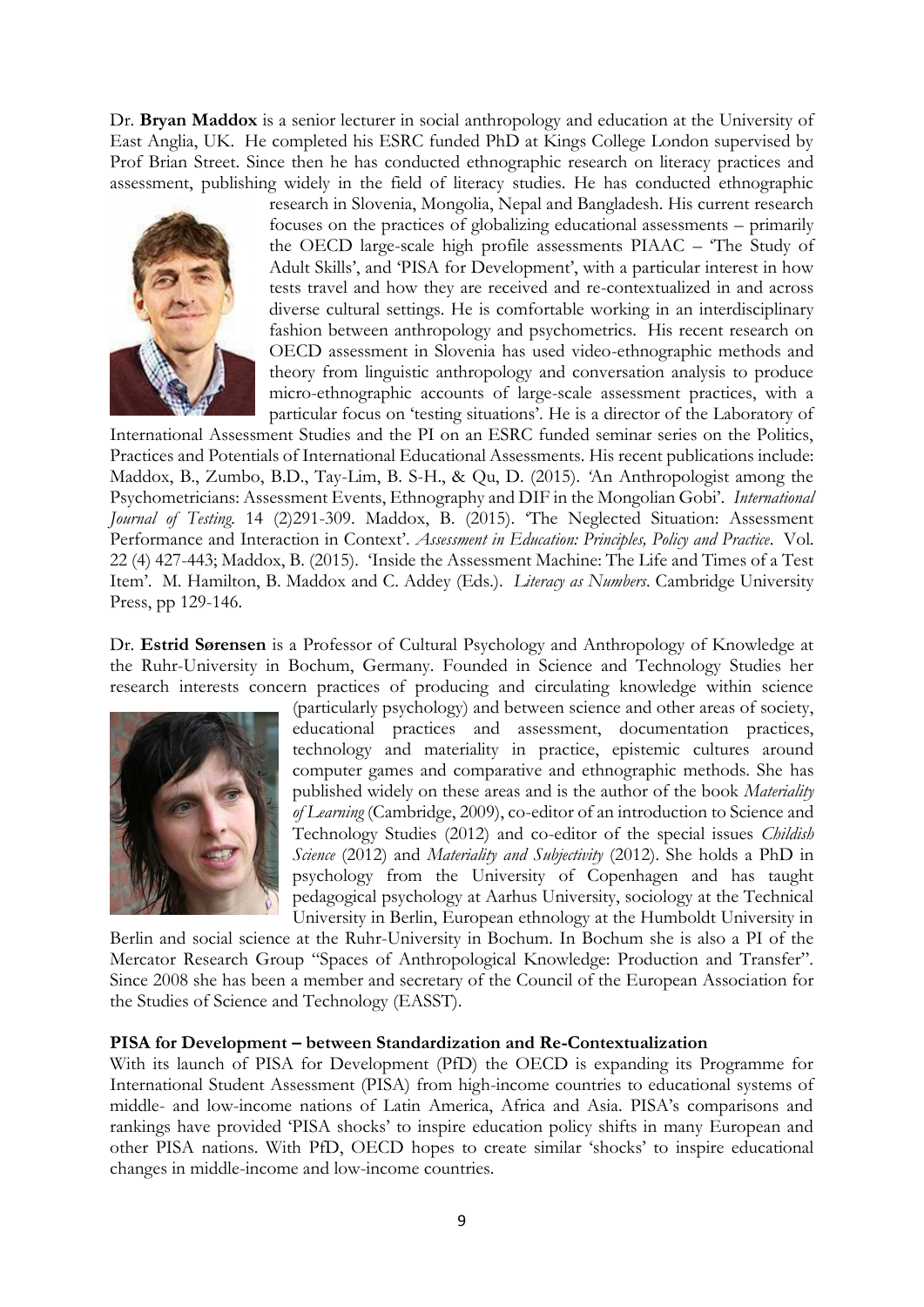Dr. **Bryan Maddox** is a senior lecturer in social anthropology and education at the University of East Anglia, UK. He completed his ESRC funded PhD at Kings College London supervised by Prof Brian Street. Since then he has conducted ethnographic research on literacy practices and assessment, publishing widely in the field of literacy studies. He has conducted ethnographic research in Slovenia, Mongolia, Nepal and Bangladesh. His current research focuses on the practices of globalizing educational assessments – primarily the OECD large-scale high profile assessments PIAAC – 'The Study of Adult Skills', and 'PISA for Development', with a particular interest in how tests travel and how they are received and re-contextualized in and across diverse cultural settings. He is comfortable working in an interdisciplinary fashion between anthropology and psychometrics. His recent research on OECD assessment in Slovenia has used video-ethnographic methods and theory from linguistic anthropology and conversation analysis to produce micro-ethnographic accounts of large-scale assessment practices, with a particular focus on 'testing situations'. He is a director of the Laboratory of International Assessment Studies and the PI on an ESRC funded seminar series on the Politics, Practices and Potentials of International Educational Assessments. His recent publications include: Maddox, B., Zumbo, B.D., Tay-Lim, B. S-H., & Qu, D. (2015). 'An Anthropologist among the Psychometricians: Assessment Events, Ethnography and DIF in the Mongolian Gobi'. *International Journal of Testing.* 14 (2)291-309. Maddox, B. (2015). 'The Neglected Situation: Assessment Performance and Interaction in Context'. *Assessment in Education: Principles, Policy and Practice*. Vol. 22 (4) 427-443; Maddox, B. (2015). 'Inside the Assessment Machine: The Life and Times of a Test Item'. M. Hamilton, B. Maddox and C. Addey (Eds.). *Literacy as Numbers*. Cambridge University Press, pp 129-146.

Dr. **Estrid Sørensen** is a Professor of Cultural Psychology and Anthropology of Knowledge at the Ruhr-University in Bochum, Germany. Founded in Science and Technology Studies her research interests concern practices of producing and circulating knowledge within science (particularly psychology) and between science and other areas of society, educational practices and assessment, documentation practices, technology and materiality in practice, epistemic cultures around computer games and comparative and ethnographic methods. She has published widely on these areas and is the author of the book *Materiality of Learning* (Cambridge, 2009), co-editor of an introduction to Science and Technology Studies (2012) and co-editor of the special issues *Childish Science* (2012) and *Materiality and Subjectivity* (2012). She holds a PhD in psychology from the University of Copenhagen and has taught pedagogical psychology at Aarhus University, sociology at the Technical University in Berlin, European ethnology at the Humboldt University in Berlin and social science at the Ruhr-University in Bochum. In Bochum she is also a PI of the Mercator Research Group "Spaces of Anthropological Knowledge: Production and Transfer". Since 2008 she has been a member and secretary of the Council of the European Association for the Studies of Science and Technology (EASST).

**PISA for Development – between Standardization and Re-Contextualization**

With its launch of PISA for Development (PfD) the OECD is expanding its Programme for International Student Assessment (PISA) from high-income countries to educational systems of middle- and low-income nations of Latin America, Africa and Asia. PISA's comparisons and rankings have provided 'PISA shocks' to inspire education policy shifts in many European and other PISA nations. With PfD, OECD hopes to create similar 'shocks' to inspire educational changes in middle-income and low-income countries.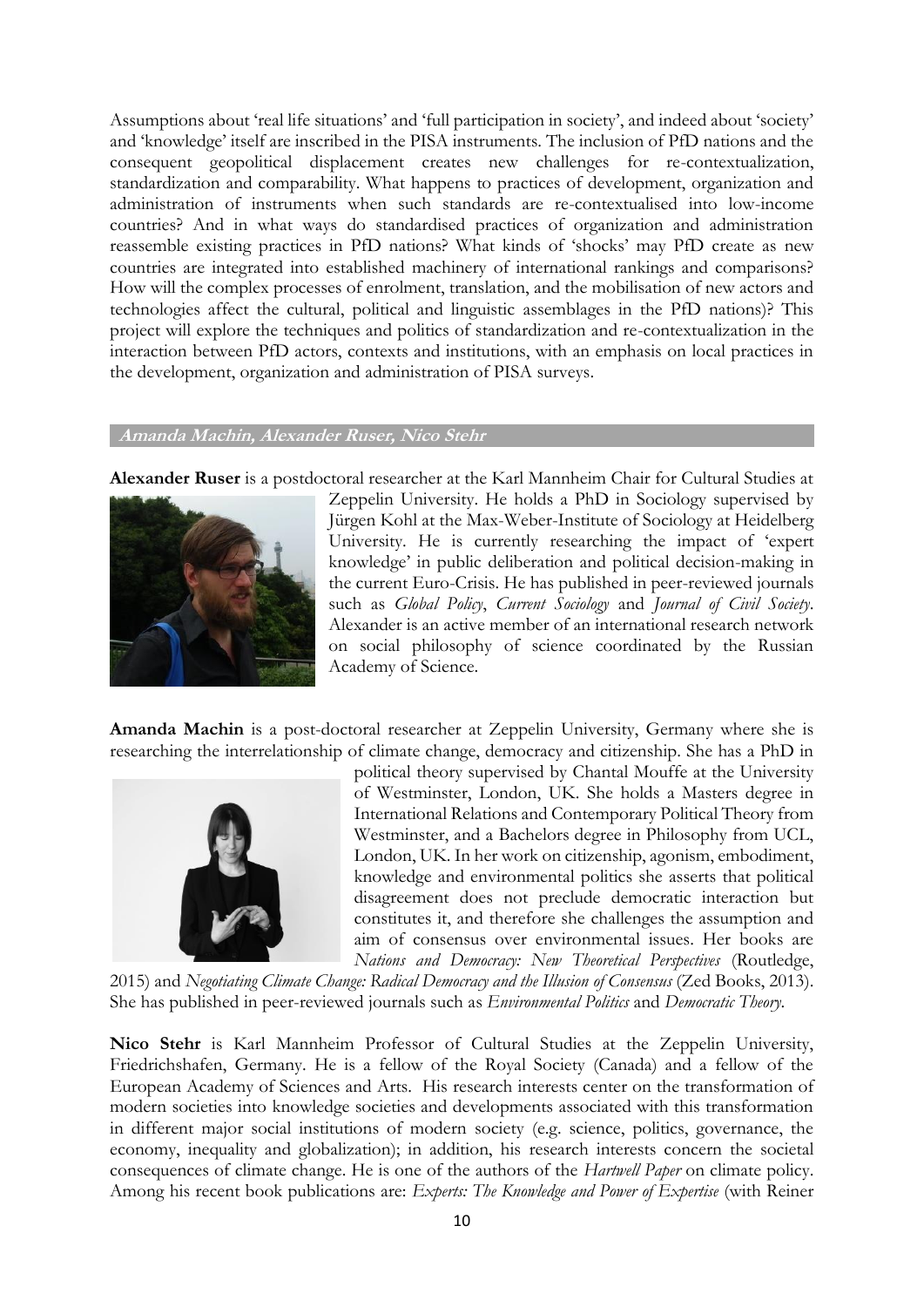Assumptions about 'real life situations' and 'full participation in society', and indeed about 'society' and 'knowledge' itself are inscribed in the PISA instruments. The inclusion of PfD nations and the consequent geopolitical displacement creates new challenges for re-contextualization, standardization and comparability. What happens to practices of development, organization and administration of instruments when such standards are re-contextualised into low-income countries? And in what ways do standardised practices of organization and administration reassemble existing practices in PfD nations? What kinds of 'shocks' may PfD create as new countries are integrated into established machinery of international rankings and comparisons? How will the complex processes of enrolment, translation, and the mobilisation of new actors and technologies affect the cultural, political and linguistic assemblages in the PfD nations)? This project will explore the techniques and politics of standardization and re-contextualization in the interaction between PfD actors, contexts and institutions, with an emphasis on local practices in the development, organization and administration of PISA surveys.

### *Amanda Machin, Alexander Ruser, Nico Stehr*

**Alexander Ruser** is a postdoctoral researcher at the Karl Mannheim Chair for Cultural Studies at Zeppelin University. He holds a PhD in Sociology supervised by Jürgen Kohl at the Max-Weber-Institute of Sociology at Heidelberg University. He is currently researching the impact of 'expert knowledge' in public deliberation and political decision-making in the current Euro-Crisis. He has published in peer-reviewed journals such as *Global Policy*, *Current Sociology* and *Journal of Civil Society*. Alexander is an active member of an international research network on social philosophy of science coordinated by the Russian Academy of Science.

**Amanda Machin** is a post-doctoral researcher at Zeppelin University, Germany where she is researching the interrelationship of climate change, democracy and citizenship. She has a PhD in political theory supervised by Chantal Mouffe at the University of Westminster, London, UK. She holds a Masters degree in International Relations and Contemporary Political Theory from Westminster, and a Bachelors degree in Philosophy from UCL, London, UK. In her work on citizenship, agonism, embodiment, knowledge and environmental politics she asserts that political disagreement does not preclude democratic interaction but constitutes it, and therefore she challenges the assumption and aim of consensus over environmental issues. Her books are *Nations and Democracy: New Theoretical Perspectives* (Routledge, 2015) and *Negotiating Climate Change: Radical Democracy and the Illusion of Consensus* (Zed Books, 2013). She has published in peer-reviewed journals such as *Environmental Politics* and *Democratic Theory*.

**Nico Stehr** is Karl Mannheim Professor of Cultural Studies at the Zeppelin University, Friedrichshafen, Germany. He is a fellow of the Royal Society (Canada) and a fellow of the European Academy of Sciences and Arts. His research interests center on the transformation of modern societies into knowledge societies and developments associated with this transformation in different major social institutions of modern society (e.g. science, politics, governance, the economy, inequality and globalization); in addition, his research interests concern the societal consequences of climate change. He is one of the authors of the *Hartwell Paper* on climate policy. Among his recent book publications are: *Experts: The Knowledge and Power of Expertise* (with Reiner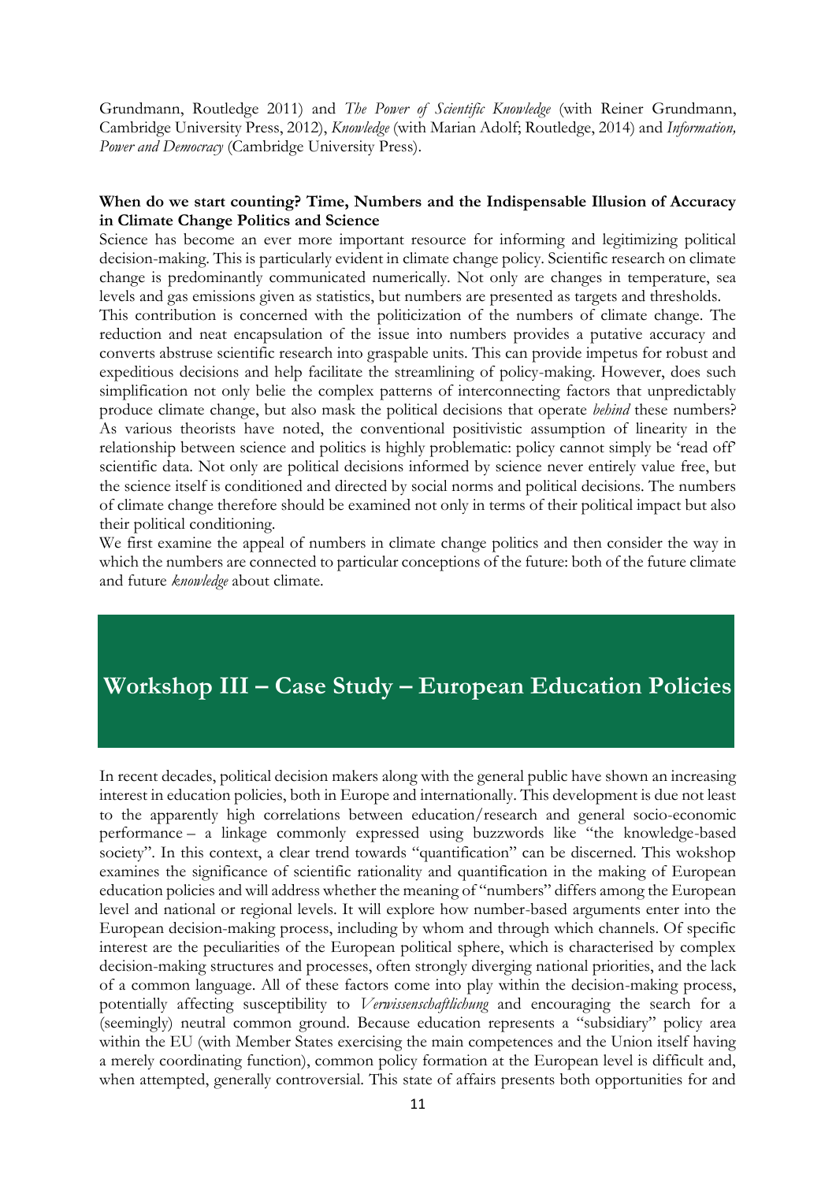Grundmann, Routledge 2011) and *The Power of Scientific Knowledge* (with Reiner Grundmann, Cambridge University Press, 2012), *Knowledge* (with Marian Adolf; Routledge, 2014) and *Information, Power and Democracy* (Cambridge University Press).

**When do we start counting? Time, Numbers and the Indispensable Illusion of Accuracy in Climate Change Politics and Science**

Science has become an ever more important resource for informing and legitimizing political decision-making. This is particularly evident in climate change policy. Scientific research on climate change is predominantly communicated numerically. Not only are changes in temperature, sea levels and gas emissions given as statistics, but numbers are presented as targets and thresholds.

This contribution is concerned with the politicization of the numbers of climate change. The reduction and neat encapsulation of the issue into numbers provides a putative accuracy and converts abstruse scientific research into graspable units. This can provide impetus for robust and expeditious decisions and help facilitate the streamlining of policy-making. However, does such simplification not only belie the complex patterns of interconnecting factors that unpredictably produce climate change, but also mask the political decisions that operate *behind* these numbers? As various theorists have noted, the conventional positivistic assumption of linearity in the relationship between science and politics is highly problematic: policy cannot simply be 'read off' scientific data. Not only are political decisions informed by science never entirely value free, but the science itself is conditioned and directed by social norms and political decisions. The numbers of climate change therefore should be examined not only in terms of their political impact but also their political conditioning.

We first examine the appeal of numbers in climate change politics and then consider the way in which the numbers are connected to particular conceptions of the future: both of the future climate and future *knowledge* about climate.

## Workshop III – Case Study – European Education Policies

In recent decades, political decision makers along with the general public have shown an increasing interest in education policies, both in Europe and internationally. This development is due not least to the apparently high correlations between education/research and general socio-economic performance – a linkage commonly expressed using buzzwords like "the knowledge-based society". In this context, a clear trend towards "quantification" can be discerned. This wokshop examines the significance of scientific rationality and quantification in the making of European education policies and will address whether the meaning of "numbers" differs among the European level and national or regional levels. It will explore how number-based arguments enter into the European decision-making process, including by whom and through which channels. Of specific interest are the peculiarities of the European political sphere, which is characterised by complex decision-making structures and processes, often strongly diverging national priorities, and the lack of a common language. All of these factors come into play within the decision-making process, potentially affecting susceptibility to *Verwissenschaftlichung* and encouraging the search for a (seemingly) neutral common ground. Because education represents a "subsidiary" policy area within the EU (with Member States exercising the main competences and the Union itself having a merely coordinating function), common policy formation at the European level is difficult and, when attempted, generally controversial. This state of affairs presents both opportunities for and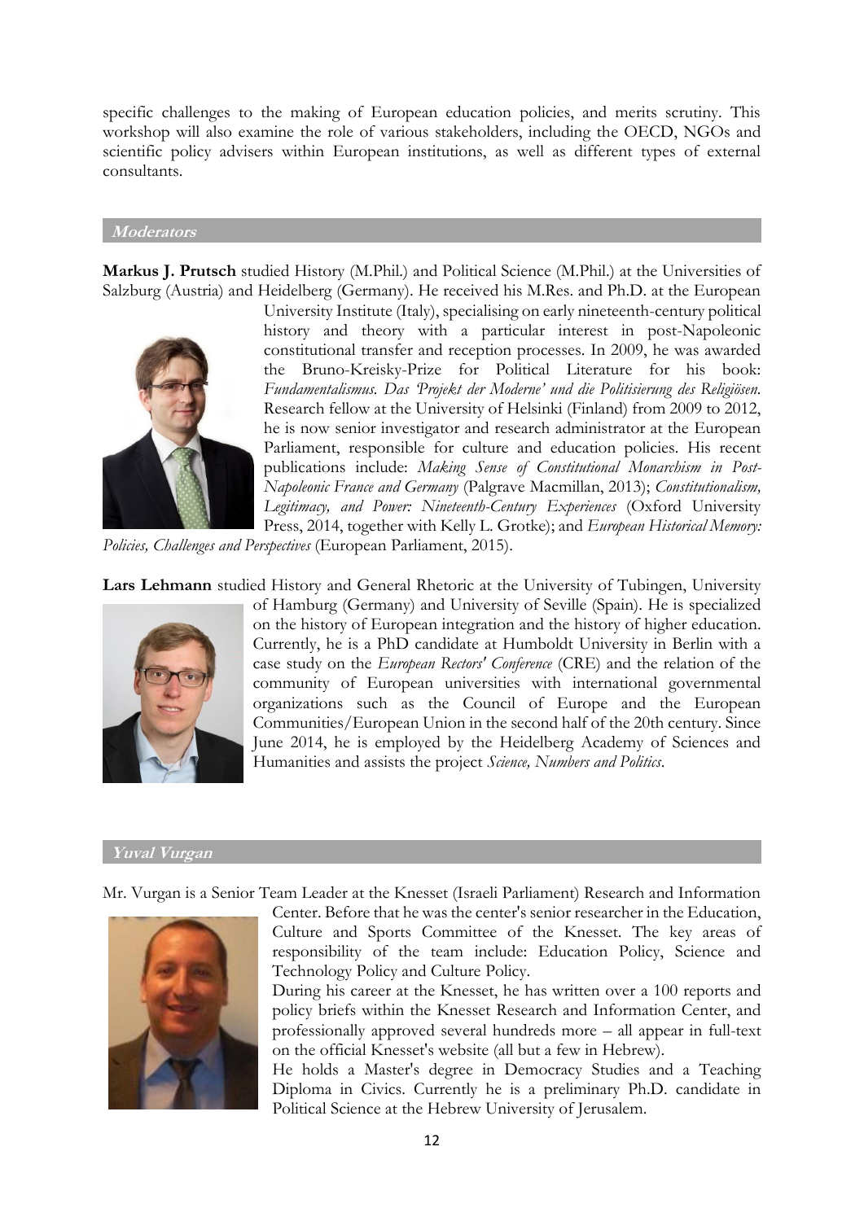specific challenges to the making of European education policies, and merits scrutiny. This workshop will also examine the role of various stakeholders, including the OECD, NGOs and scientific policy advisers within European institutions, as well as different types of external consultants.

## *Moderators*

**Markus J. Prutsch** studied History (M.Phil.) and Political Science (M.Phil.) at the Universities of Salzburg (Austria) and Heidelberg (Germany). He received his M.Res. and Ph.D. at the European University Institute (Italy), specialising on early nineteenth-century political history and theory with a particular interest in post-Napoleonic constitutional transfer and reception processes. In 2009, he was awarded the Bruno-Kreisky-Prize for Political Literature for his book: *Fundamentalismus. Das 'Projekt der Moderne' und die Politisierung des Religiösen.* Research fellow at the University of Helsinki (Finland) from 2009 to 2012, he is now senior investigator and research administrator at the European Parliament, responsible for culture and education policies. His recent publications include: *Making Sense of Constitutional Monarchism in Post-Napoleonic France and Germany* (Palgrave Macmillan, 2013); *Constitutionalism, Legitimacy, and Power: Nineteenth-Century Experiences* (Oxford University Press, 2014, together with Kelly L. Grotke); and *European Historical Memory: Policies, Challenges and Perspectives* (European Parliament, 2015).

**Lars Lehmann** studied History and General Rhetoric at the University of Tubingen, University of Hamburg (Germany) and University of Seville (Spain). He is specialized on the history of European integration and the history of higher education. Currently, he is a PhD candidate at Humboldt University in Berlin with a case study on the *European Rectors' Conference* (CRE) and the relation of the community of European universities with international governmental organizations such as the Council of Europe and the European Communities/European Union in the second half of the 20th century. Since June 2014, he is employed by the Heidelberg Academy of Sciences and Humanities and assists the project *Science, Numbers and Politics*.

## *Yuval Vurgan*

Mr. Vurgan is a Senior Team Leader at the Knesset (Israeli Parliament) Research and Information Center. Before that he was the center's senior researcher in the Education, Culture and Sports Committee of the Knesset. The key areas of responsibility of the team include: Education Policy, Science and Technology Policy and Culture Policy.

During his career at the Knesset, he has written over a 100 reports and policy briefs within the Knesset Research and Information Center, and professionally approved several hundreds more – all appear in full-text on the official Knesset's website (all but a few in Hebrew).

He holds a Master's degree in Democracy Studies and a Teaching Diploma in Civics. Currently he is a preliminary Ph.D. candidate in Political Science at the Hebrew University of Jerusalem.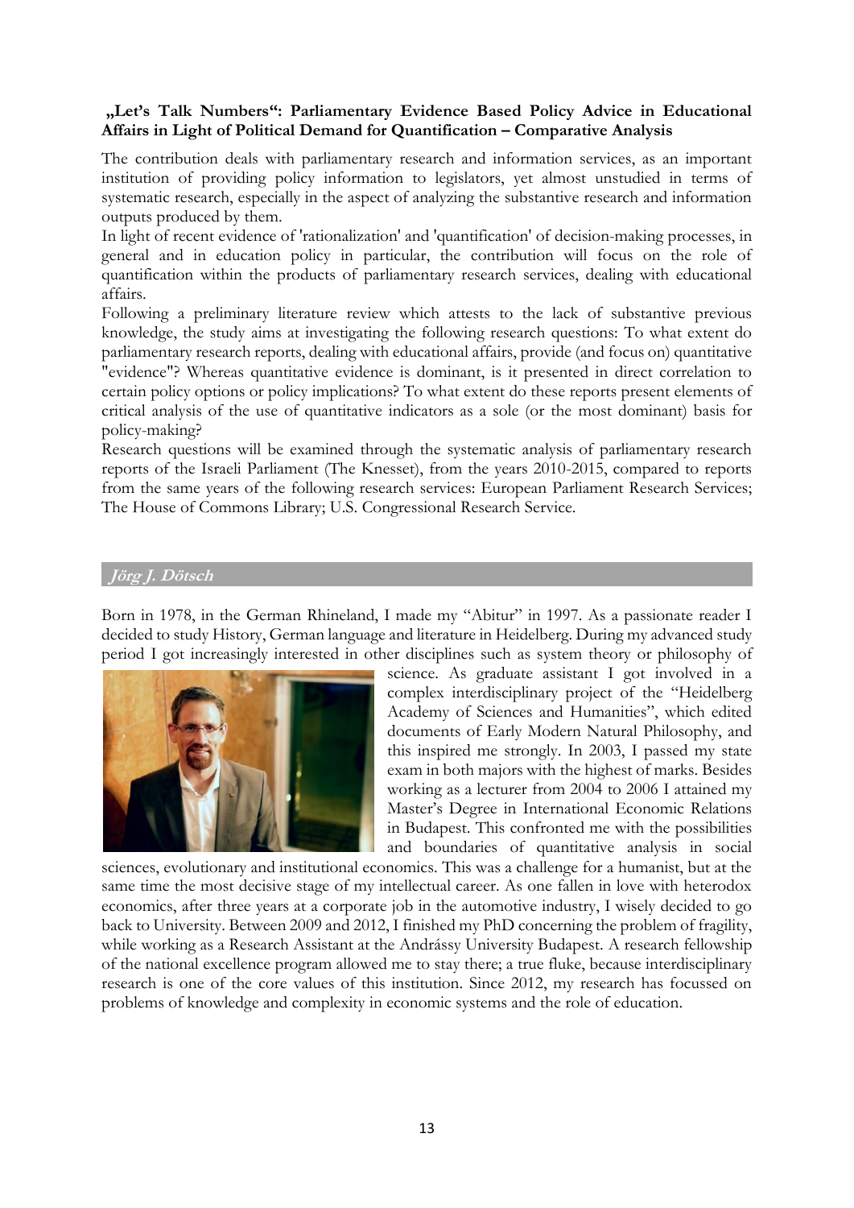### „Let's Talk Numbers": Parliamentary Evidence Based Policy Advice in Educational Affairs in Light of Political Demand for Quantification – Comparative Analysis

The contribution deals with parliamentary research and information services, as an important institution of providing policy information to legislators, yet almost unstudied in terms of systematic research, especially in the aspect of analyzing the substantive research and information outputs produced by them.

In light of recent evidence of 'rationalization' and 'quantification' of decision-making processes, in general and in education policy in particular, the contribution will focus on the role of quantification within the products of parliamentary research services, dealing with educational affairs.

Following a preliminary literature review which attests to the lack of substantive previous knowledge, the study aims at investigating the following research questions: To what extent do parliamentary research reports, dealing with educational affairs, provide (and focus on) quantitative "evidence"? Whereas quantitative evidence is dominant, is it presented in direct correlation to certain policy options or policy implications? To what extent do these reports present elements of critical analysis of the use of quantitative indicators as a sole (or the most dominant) basis for policy-making?

Research questions will be examined through the systematic analysis of parliamentary research reports of the Israeli Parliament (The Knesset), from the years 2010-2015, compared to reports from the same years of the following research services: European Parliament Research Services; The House of Commons Library; U.S. Congressional Research Service.

## *Jörg J. Dötsch*

Born in 1978, in the German Rhineland, I made my "Abitur" in 1997. As a passionate reader I decided to study History, German language and literature in Heidelberg. During my advanced study period I got increasingly interested in other disciplines such as system theory or philosophy of science. As graduate assistant I got involved in a complex interdisciplinary project of the "Heidelberg Academy of Sciences and Humanities", which edited documents of Early Modern Natural Philosophy, and this inspired me strongly. In 2003, I passed my state exam in both majors with the highest of marks. Besides working as a lecturer from 2004 to 2006 I attained my Master's Degree in International Economic Relations in Budapest. This confronted me with the possibilities and boundaries of quantitative analysis in social sciences, evolutionary and institutional economics. This was a challenge for a humanist, but at the same time the most decisive stage of my intellectual career. As one fallen in love with heterodox economics, after three years at a corporate job in the automotive industry, I wisely decided to go back to University. Between 2009 and 2012, I finished my PhD concerning the problem of fragility, while working as a Research Assistant at the Andrássy University Budapest. A research fellowship of the national excellence program allowed me to stay there; a true fluke, because interdisciplinary research is one of the core values of this institution. Since 2012, my research has focussed on problems of knowledge and complexity in economic systems and the role of education.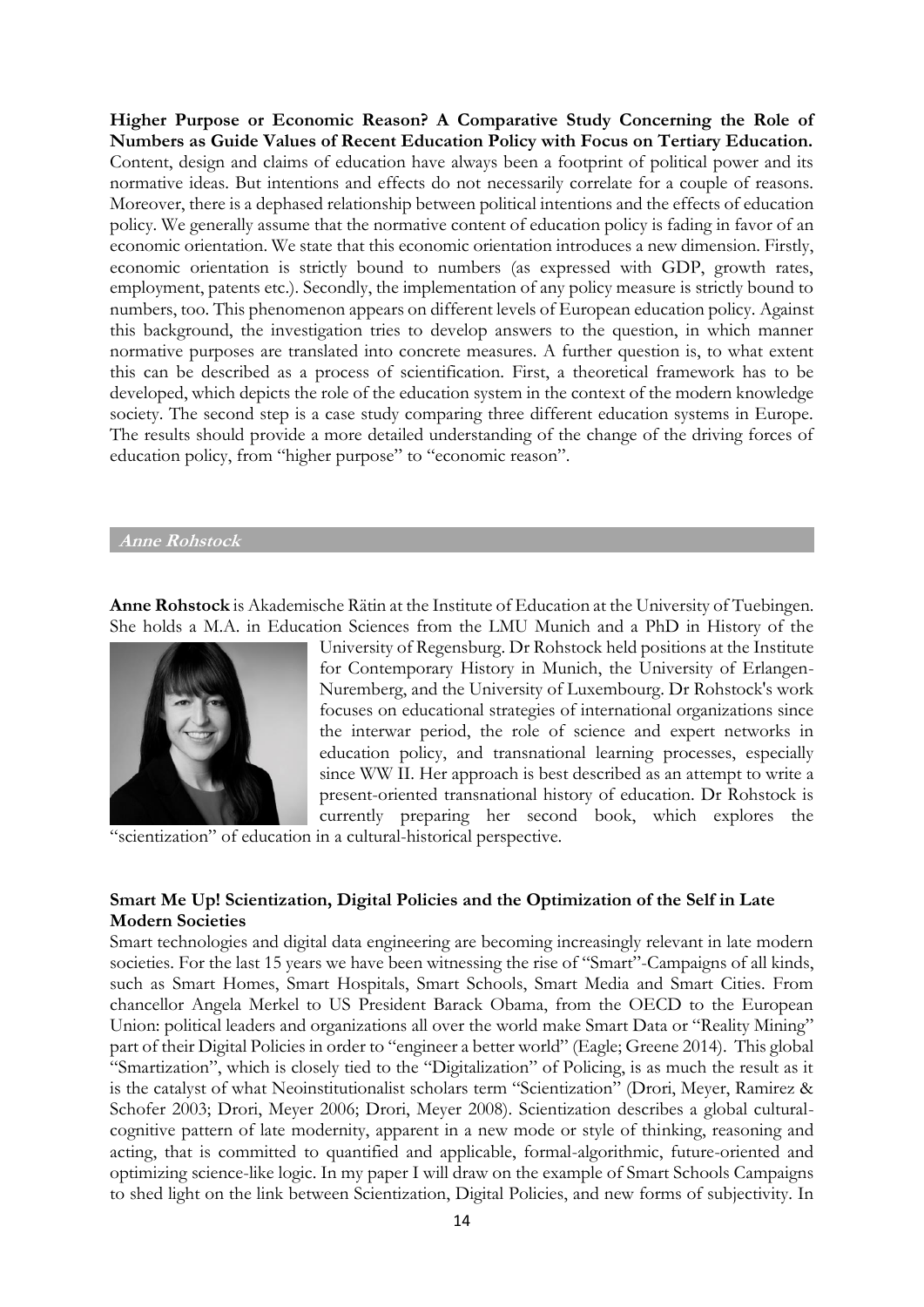**Higher Purpose or Economic Reason? A Comparative Study Concerning the Role of Numbers as Guide Values of Recent Education Policy with Focus on Tertiary Education.**
Content, design and claims of education have always been a footprint of political power and its normative ideas. But intentions and effects do not necessarily correlate for a couple of reasons. Moreover, there is a dephased relationship between political intentions and the effects of education policy. We generally assume that the normative content of education policy is fading in favor of an economic orientation. We state that this economic orientation introduces a new dimension. Firstly, economic orientation is strictly bound to numbers (as expressed with GDP, growth rates, employment, patents etc.). Secondly, the implementation of any policy measure is strictly bound to numbers, too. This phenomenon appears on different levels of European education policy. Against this background, the investigation tries to develop answers to the question, in which manner normative purposes are translated into concrete measures. A further question is, to what extent this can be described as a process of scientification. First, a theoretical framework has to be developed, which depicts the role of the education system in the context of the modern knowledge society. The second step is a case study comparing three different education systems in Europe. The results should provide a more detailed understanding of the change of the driving forces of education policy, from "higher purpose" to "economic reason".

## Anne Rohstock

**Anne Rohstock** is Akademische Rätin at the Institute of Education at the University of Tuebingen. She holds a M.A. in Education Sciences from the LMU Munich and a PhD in History of the University of Regensburg. Dr Rohstock held positions at the Institute for Contemporary History in Munich, the University of Erlangen-Nuremberg, and the University of Luxembourg. Dr Rohstock's work focuses on educational strategies of international organizations since the interwar period, the role of science and expert networks in education policy, and transnational learning processes, especially since WW II. Her approach is best described as an attempt to write a present-oriented transnational history of education. Dr Rohstock is currently preparing her second book, which explores the "scientization" of education in a cultural-historical perspective.

**Smart Me Up! Scientization, Digital Policies and the Optimization of the Self in Late Modern Societies**
Smart technologies and digital data engineering are becoming increasingly relevant in late modern societies. For the last 15 years we have been witnessing the rise of "Smart"-Campaigns of all kinds, such as Smart Homes, Smart Hospitals, Smart Schools, Smart Media and Smart Cities. From chancellor Angela Merkel to US President Barack Obama, from the OECD to the European Union: political leaders and organizations all over the world make Smart Data or "Reality Mining" part of their Digital Policies in order to "engineer a better world" (Eagle; Greene 2014). This global "Smartization", which is closely tied to the "Digitalization" of Policing, is as much the result as it is the catalyst of what Neoinstitutionalist scholars term "Scientization" (Drori, Meyer, Ramirez & Schofer 2003; Drori, Meyer 2006; Drori, Meyer 2008). Scientization describes a global cultural-cognitive pattern of late modernity, apparent in a new mode or style of thinking, reasoning and acting, that is committed to quantified and applicable, formal-algorithmic, future-oriented and optimizing science-like logic. In my paper I will draw on the example of Smart Schools Campaigns to shed light on the link between Scientization, Digital Policies, and new forms of subjectivity. In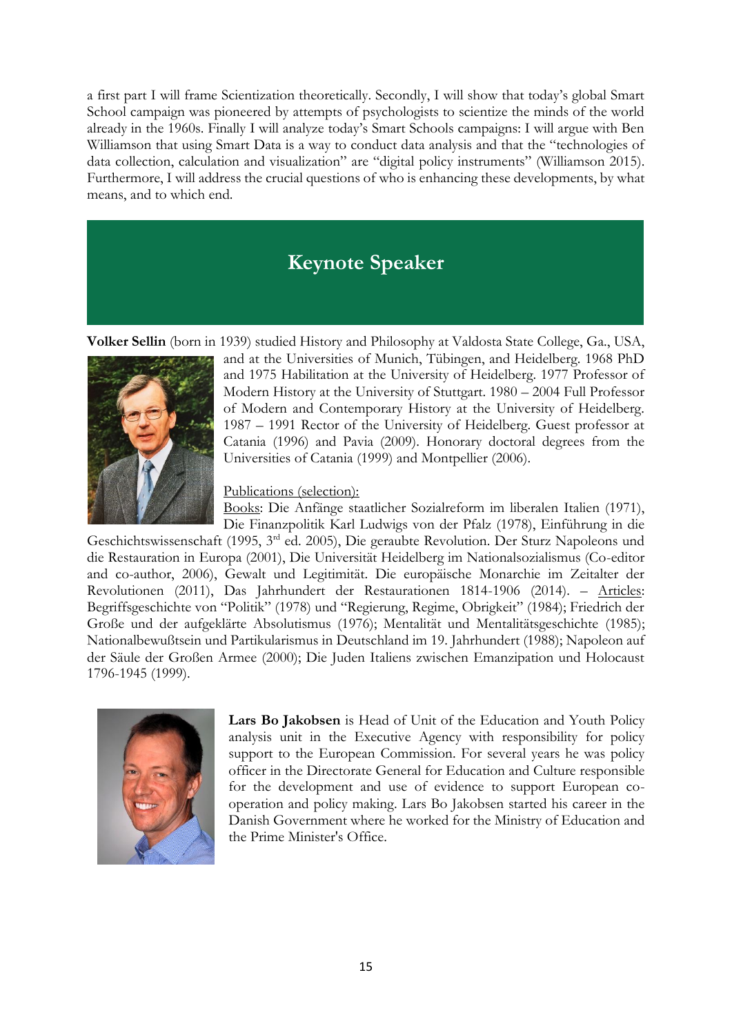a first part I will frame Scientization theoretically. Secondly, I will show that today's global Smart School campaign was pioneered by attempts of psychologists to scientize the minds of the world already in the 1960s. Finally I will analyze today's Smart Schools campaigns: I will argue with Ben Williamson that using Smart Data is a way to conduct data analysis and that the "technologies of data collection, calculation and visualization" are "digital policy instruments" (Williamson 2015). Furthermore, I will address the crucial questions of who is enhancing these developments, by what means, and to which end.

## Keynote Speaker

**Volker Sellin** (born in 1939) studied History and Philosophy at Valdosta State College, Ga., USA, and at the Universities of Munich, Tübingen, and Heidelberg. 1968 PhD and 1975 Habilitation at the University of Heidelberg. 1977 Professor of Modern History at the University of Stuttgart. 1980 – 2004 Full Professor of Modern and Contemporary History at the University of Heidelberg. 1987 – 1991 Rector of the University of Heidelberg. Guest professor at Catania (1996) and Pavia (2009). Honorary doctoral degrees from the Universities of Catania (1999) and Montpellier (2006).

Publications (selection):

Books: Die Anfänge staatlicher Sozialreform im liberalen Italien (1971), Die Finanzpolitik Karl Ludwigs von der Pfalz (1978), Einführung in die Geschichtswissenschaft (1995, 3rd ed. 2005), Die geraubte Revolution. Der Sturz Napoleons und die Restauration in Europa (2001), Die Universität Heidelberg im Nationalsozialismus (Co-editor and co-author, 2006), Gewalt und Legitimität. Die europäische Monarchie im Zeitalter der Revolutionen (2011), Das Jahrhundert der Restaurationen 1814-1906 (2014). – Articles: Begriffsgeschichte von "Politik" (1978) und "Regierung, Regime, Obrigkeit" (1984); Friedrich der Große und der aufgeklärte Absolutismus (1976); Mentalität und Mentalitätsgeschichte (1985); Nationalbewußtsein und Partikularismus in Deutschland im 19. Jahrhundert (1988); Napoleon auf der Säule der Großen Armee (2000); Die Juden Italiens zwischen Emanzipation und Holocaust 1796-1945 (1999).

**Lars Bo Jakobsen** is Head of Unit of the Education and Youth Policy analysis unit in the Executive Agency with responsibility for policy support to the European Commission. For several years he was policy officer in the Directorate General for Education and Culture responsible for the development and use of evidence to support European co-operation and policy making. Lars Bo Jakobsen started his career in the Danish Government where he worked for the Ministry of Education and the Prime Minister's Office.